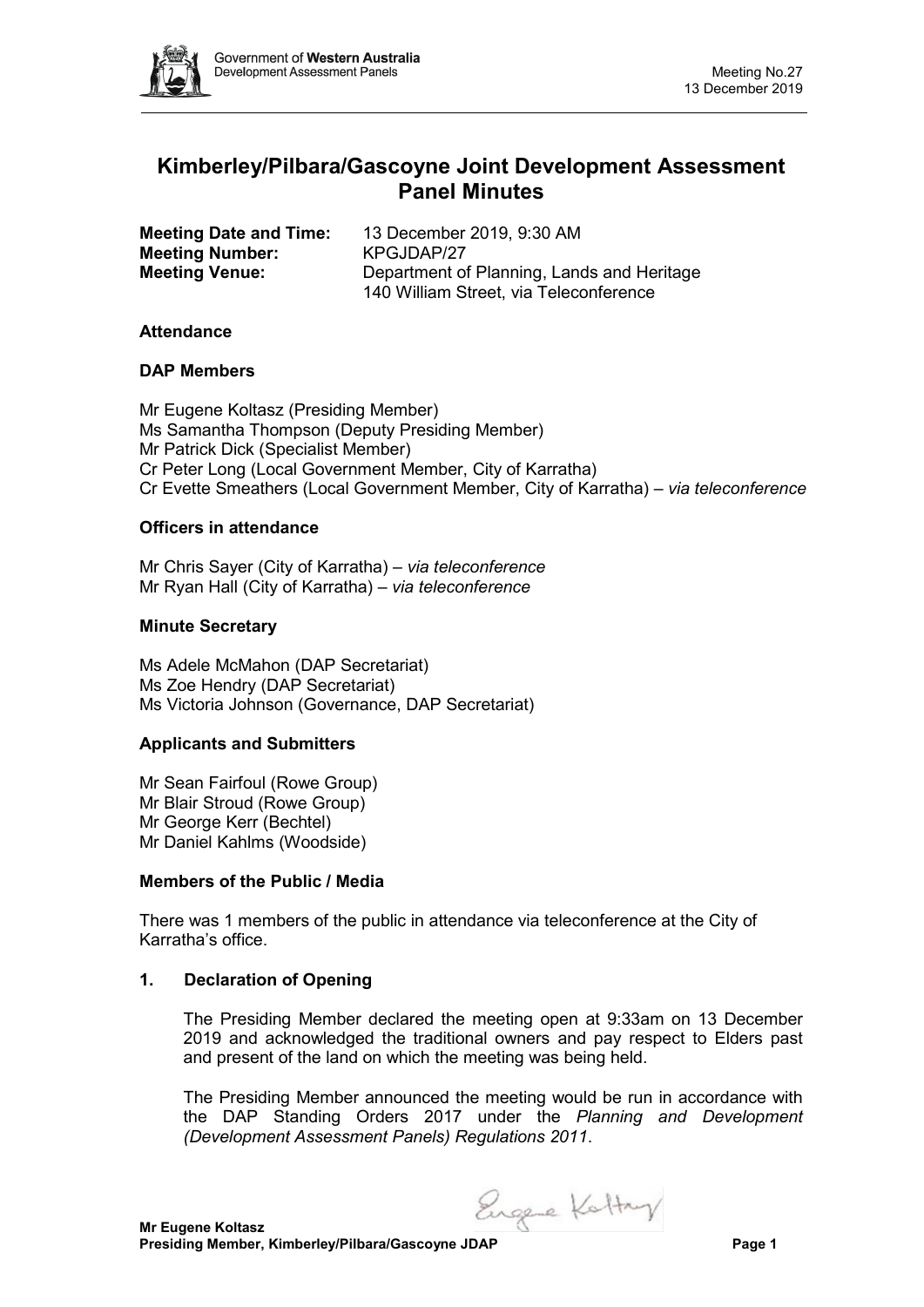# Kimberley/Pilbara/Gascoyne Joint Development Assessment Panel Minutes

**Meeting Date and Time:** 13 December 2019, 9:30 AM
**Meeting Number:** KPGJDAP/27
**Meeting Venue:** Department of Planning, Lands and Heritage
140 William Street, via Teleconference

### Attendance

### DAP Members

Mr Eugene Koltasz (Presiding Member)
Ms Samantha Thompson (Deputy Presiding Member)
Mr Patrick Dick (Specialist Member)
Cr Peter Long (Local Government Member, City of Karratha)
Cr Evette Smeathers (Local Government Member, City of Karratha) – *via teleconference*

### Officers in attendance

Mr Chris Sayer (City of Karratha) – *via teleconference*
Mr Ryan Hall (City of Karratha) – *via teleconference*

### Minute Secretary

Ms Adele McMahon (DAP Secretariat)
Ms Zoe Hendry (DAP Secretariat)
Ms Victoria Johnson (Governance, DAP Secretariat)

### Applicants and Submitters

Mr Sean Fairfoul (Rowe Group)
Mr Blair Stroud (Rowe Group)
Mr George Kerr (Bechtel)
Mr Daniel Kahlms (Woodside)

### Members of the Public / Media

There was 1 members of the public in attendance via teleconference at the City of Karratha's office.

### 1. Declaration of Opening

The Presiding Member declared the meeting open at 9:33am on 13 December 2019 and acknowledged the traditional owners and pay respect to Elders past and present of the land on which the meeting was being held.

The Presiding Member announced the meeting would be run in accordance with the DAP Standing Orders 2017 under the *Planning and Development (Development Assessment Panels) Regulations 2011*.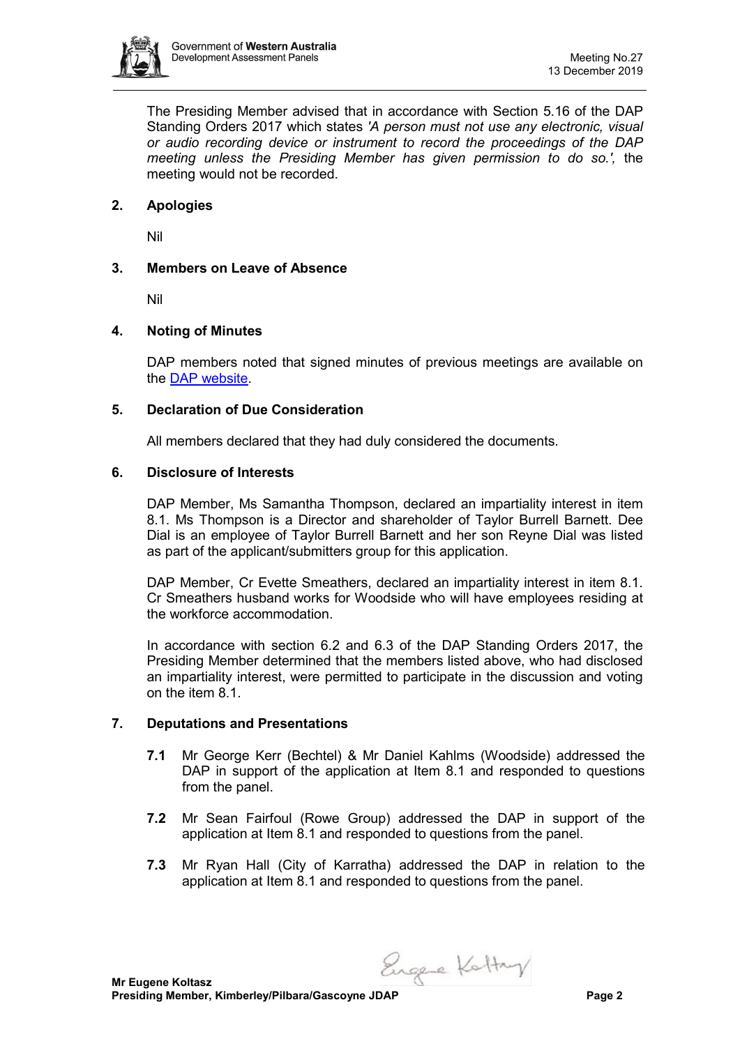The Presiding Member advised that in accordance with Section 5.16 of the DAP Standing Orders 2017 which states *'A person must not use any electronic, visual or audio recording device or instrument to record the proceedings of the DAP meeting unless the Presiding Member has given permission to do so.',* the meeting would not be recorded.

## 2. Apologies

Nil

## 3. Members on Leave of Absence

Nil

## 4. Noting of Minutes

DAP members noted that signed minutes of previous meetings are available on the DAP website.

## 5. Declaration of Due Consideration

All members declared that they had duly considered the documents.

## 6. Disclosure of Interests

DAP Member, Ms Samantha Thompson, declared an impartiality interest in item 8.1. Ms Thompson is a Director and shareholder of Taylor Burrell Barnett. Dee Dial is an employee of Taylor Burrell Barnett and her son Reyne Dial was listed as part of the applicant/submitters group for this application.

DAP Member, Cr Evette Smeathers, declared an impartiality interest in item 8.1. Cr Smeathers husband works for Woodside who will have employees residing at the workforce accommodation.

In accordance with section 6.2 and 6.3 of the DAP Standing Orders 2017, the Presiding Member determined that the members listed above, who had disclosed an impartiality interest, were permitted to participate in the discussion and voting on the item 8.1.

## 7. Deputations and Presentations

**7.1** Mr George Kerr (Bechtel) & Mr Daniel Kahlms (Woodside) addressed the DAP in support of the application at Item 8.1 and responded to questions from the panel.

**7.2** Mr Sean Fairfoul (Rowe Group) addressed the DAP in support of the application at Item 8.1 and responded to questions from the panel.

**7.3** Mr Ryan Hall (City of Karratha) addressed the DAP in relation to the application at Item 8.1 and responded to questions from the panel.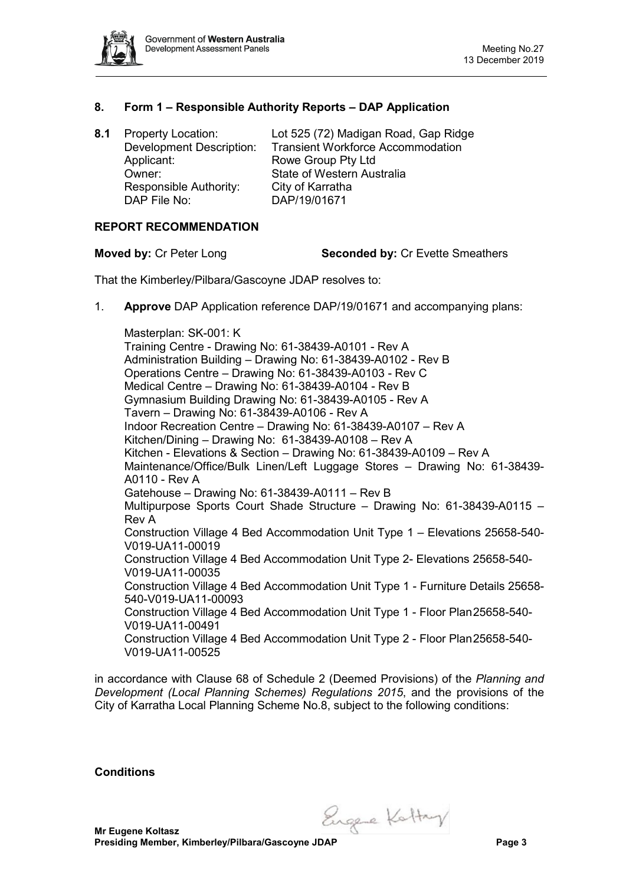## 8. Form 1 – Responsible Authority Reports – DAP Application

**8.1** Property Location: Lot 525 (72) Madigan Road, Gap Ridge
Development Description: Transient Workforce Accommodation
Applicant: Rowe Group Pty Ltd
Owner: State of Western Australia
Responsible Authority: City of Karratha
DAP File No: DAP/19/01671

### REPORT RECOMMENDATION

**Moved by:** Cr Peter Long **Seconded by:** Cr Evette Smeathers

That the Kimberley/Pilbara/Gascoyne JDAP resolves to:

1. **Approve** DAP Application reference DAP/19/01671 and accompanying plans:

   Masterplan: SK-001: K
   Training Centre - Drawing No: 61-38439-A0101 - Rev A
   Administration Building – Drawing No: 61-38439-A0102 - Rev B
   Operations Centre – Drawing No: 61-38439-A0103 - Rev C
   Medical Centre – Drawing No: 61-38439-A0104 - Rev B
   Gymnasium Building Drawing No: 61-38439-A0105 - Rev A
   Tavern – Drawing No: 61-38439-A0106 - Rev A
   Indoor Recreation Centre – Drawing No: 61-38439-A0107 – Rev A
   Kitchen/Dining – Drawing No: 61-38439-A0108 – Rev A
   Kitchen - Elevations & Section – Drawing No: 61-38439-A0109 – Rev A
   Maintenance/Office/Bulk Linen/Left Luggage Stores – Drawing No: 61-38439-A0110 - Rev A
   Gatehouse – Drawing No: 61-38439-A0111 – Rev B
   Multipurpose Sports Court Shade Structure – Drawing No: 61-38439-A0115 – Rev A
   Construction Village 4 Bed Accommodation Unit Type 1 – Elevations 25658-540-V019-UA11-00019
   Construction Village 4 Bed Accommodation Unit Type 2- Elevations 25658-540-V019-UA11-00035
   Construction Village 4 Bed Accommodation Unit Type 1 - Furniture Details 25658-540-V019-UA11-00093
   Construction Village 4 Bed Accommodation Unit Type 1 - Floor Plan 25658-540-V019-UA11-00491
   Construction Village 4 Bed Accommodation Unit Type 2 - Floor Plan 25658-540-V019-UA11-00525

in accordance with Clause 68 of Schedule 2 (Deemed Provisions) of the *Planning and Development (Local Planning Schemes) Regulations 2015*, and the provisions of the City of Karratha Local Planning Scheme No.8, subject to the following conditions:

**Conditions**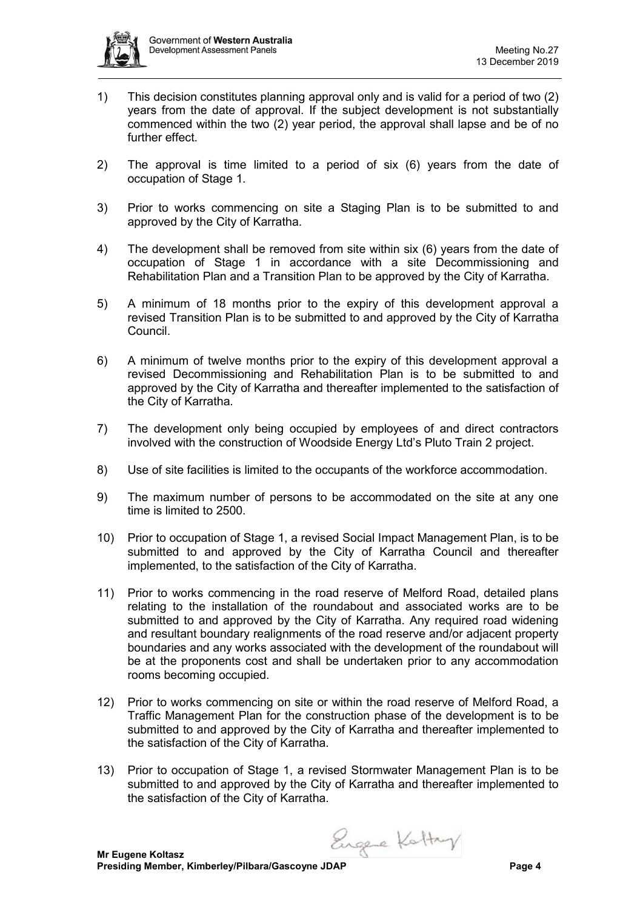1) This decision constitutes planning approval only and is valid for a period of two (2) years from the date of approval. If the subject development is not substantially commenced within the two (2) year period, the approval shall lapse and be of no further effect.

2) The approval is time limited to a period of six (6) years from the date of occupation of Stage 1.

3) Prior to works commencing on site a Staging Plan is to be submitted to and approved by the City of Karratha.

4) The development shall be removed from site within six (6) years from the date of occupation of Stage 1 in accordance with a site Decommissioning and Rehabilitation Plan and a Transition Plan to be approved by the City of Karratha.

5) A minimum of 18 months prior to the expiry of this development approval a revised Transition Plan is to be submitted to and approved by the City of Karratha Council.

6) A minimum of twelve months prior to the expiry of this development approval a revised Decommissioning and Rehabilitation Plan is to be submitted to and approved by the City of Karratha and thereafter implemented to the satisfaction of the City of Karratha.

7) The development only being occupied by employees of and direct contractors involved with the construction of Woodside Energy Ltd's Pluto Train 2 project.

8) Use of site facilities is limited to the occupants of the workforce accommodation.

9) The maximum number of persons to be accommodated on the site at any one time is limited to 2500.

10) Prior to occupation of Stage 1, a revised Social Impact Management Plan, is to be submitted to and approved by the City of Karratha Council and thereafter implemented, to the satisfaction of the City of Karratha.

11) Prior to works commencing in the road reserve of Melford Road, detailed plans relating to the installation of the roundabout and associated works are to be submitted to and approved by the City of Karratha. Any required road widening and resultant boundary realignments of the road reserve and/or adjacent property boundaries and any works associated with the development of the roundabout will be at the proponents cost and shall be undertaken prior to any accommodation rooms becoming occupied.

12) Prior to works commencing on site or within the road reserve of Melford Road, a Traffic Management Plan for the construction phase of the development is to be submitted to and approved by the City of Karratha and thereafter implemented to the satisfaction of the City of Karratha.

13) Prior to occupation of Stage 1, a revised Stormwater Management Plan is to be submitted to and approved by the City of Karratha and thereafter implemented to the satisfaction of the City of Karratha.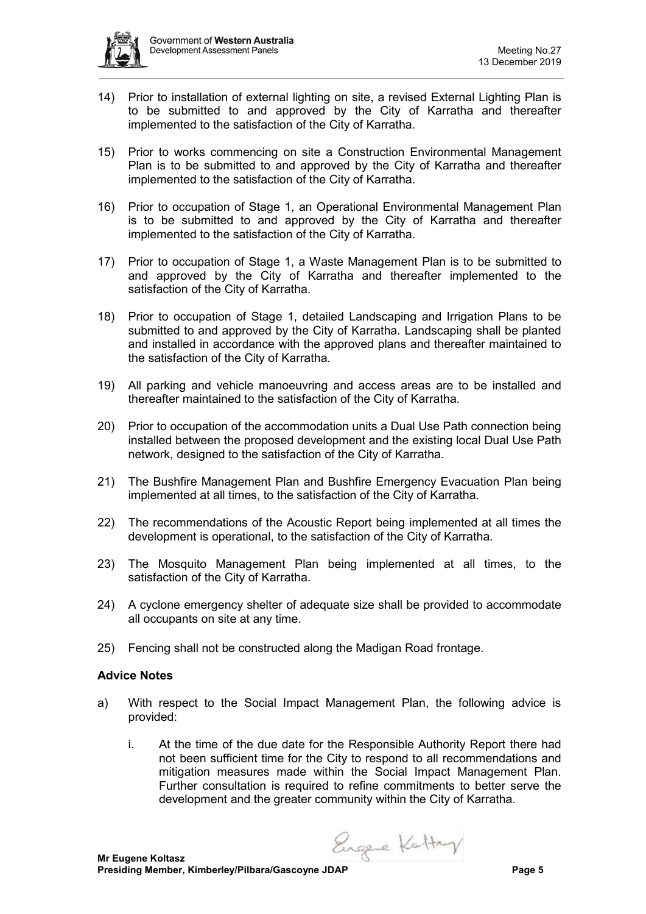14) Prior to installation of external lighting on site, a revised External Lighting Plan is to be submitted to and approved by the City of Karratha and thereafter implemented to the satisfaction of the City of Karratha.

15) Prior to works commencing on site a Construction Environmental Management Plan is to be submitted to and approved by the City of Karratha and thereafter implemented to the satisfaction of the City of Karratha.

16) Prior to occupation of Stage 1, an Operational Environmental Management Plan is to be submitted to and approved by the City of Karratha and thereafter implemented to the satisfaction of the City of Karratha.

17) Prior to occupation of Stage 1, a Waste Management Plan is to be submitted to and approved by the City of Karratha and thereafter implemented to the satisfaction of the City of Karratha.

18) Prior to occupation of Stage 1, detailed Landscaping and Irrigation Plans to be submitted to and approved by the City of Karratha. Landscaping shall be planted and installed in accordance with the approved plans and thereafter maintained to the satisfaction of the City of Karratha.

19) All parking and vehicle manoeuvring and access areas are to be installed and thereafter maintained to the satisfaction of the City of Karratha.

20) Prior to occupation of the accommodation units a Dual Use Path connection being installed between the proposed development and the existing local Dual Use Path network, designed to the satisfaction of the City of Karratha.

21) The Bushfire Management Plan and Bushfire Emergency Evacuation Plan being implemented at all times, to the satisfaction of the City of Karratha.

22) The recommendations of the Acoustic Report being implemented at all times the development is operational, to the satisfaction of the City of Karratha.

23) The Mosquito Management Plan being implemented at all times, to the satisfaction of the City of Karratha.

24) A cyclone emergency shelter of adequate size shall be provided to accommodate all occupants on site at any time.

25) Fencing shall not be constructed along the Madigan Road frontage.

**Advice Notes**

a) With respect to the Social Impact Management Plan, the following advice is provided:

   i. At the time of the due date for the Responsible Authority Report there had not been sufficient time for the City to respond to all recommendations and mitigation measures made within the Social Impact Management Plan. Further consultation is required to refine commitments to better serve the development and the greater community within the City of Karratha.

**Mr Eugene Koltasz**
**Presiding Member, Kimberley/Pilbara/Gascoyne JDAP**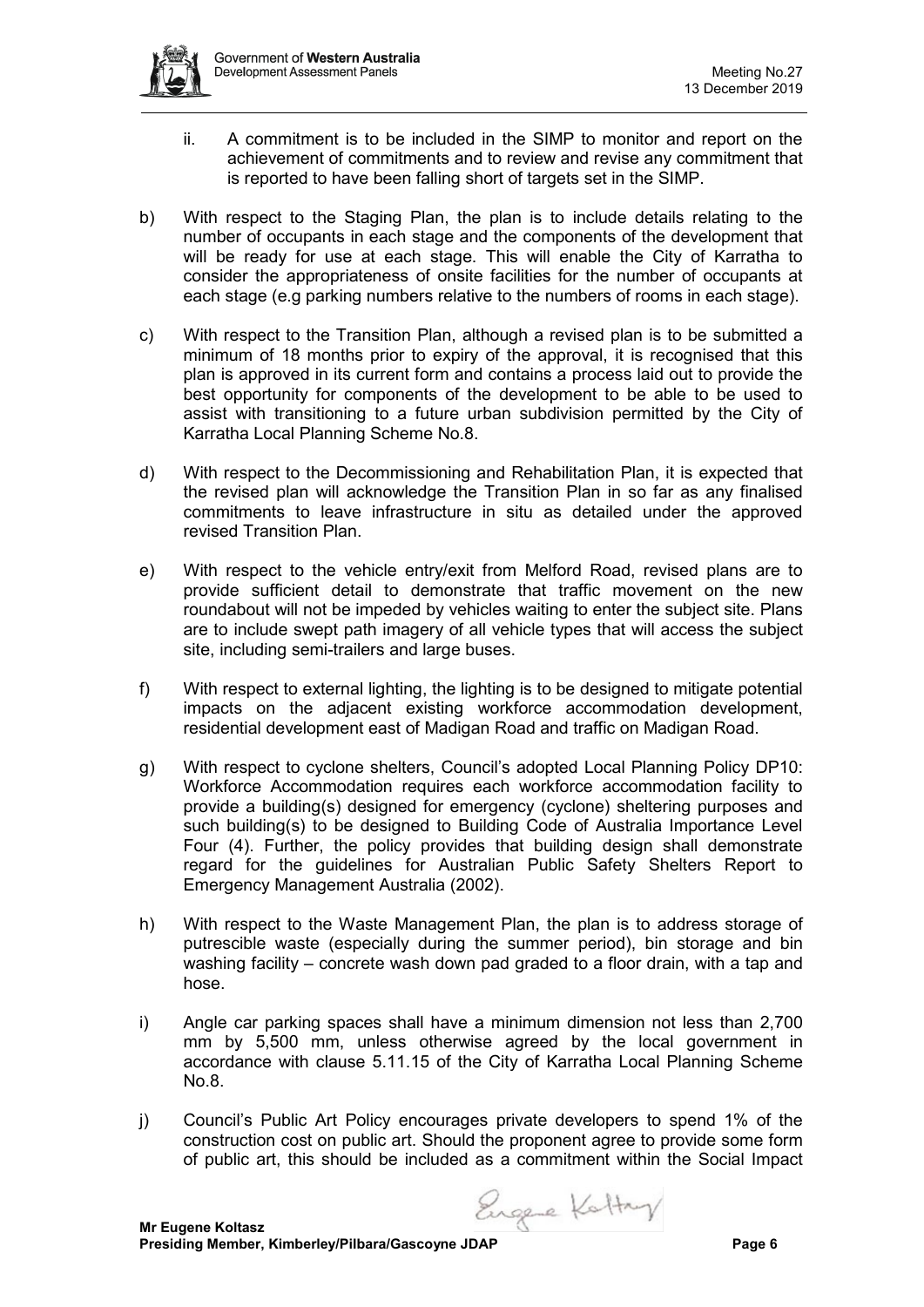ii. A commitment is to be included in the SIMP to monitor and report on the achievement of commitments and to review and revise any commitment that is reported to have been falling short of targets set in the SIMP.

b) With respect to the Staging Plan, the plan is to include details relating to the number of occupants in each stage and the components of the development that will be ready for use at each stage. This will enable the City of Karratha to consider the appropriateness of onsite facilities for the number of occupants at each stage (e.g parking numbers relative to the numbers of rooms in each stage).

c) With respect to the Transition Plan, although a revised plan is to be submitted a minimum of 18 months prior to expiry of the approval, it is recognised that this plan is approved in its current form and contains a process laid out to provide the best opportunity for components of the development to be able to be used to assist with transitioning to a future urban subdivision permitted by the City of Karratha Local Planning Scheme No.8.

d) With respect to the Decommissioning and Rehabilitation Plan, it is expected that the revised plan will acknowledge the Transition Plan in so far as any finalised commitments to leave infrastructure in situ as detailed under the approved revised Transition Plan.

e) With respect to the vehicle entry/exit from Melford Road, revised plans are to provide sufficient detail to demonstrate that traffic movement on the new roundabout will not be impeded by vehicles waiting to enter the subject site. Plans are to include swept path imagery of all vehicle types that will access the subject site, including semi-trailers and large buses.

f) With respect to external lighting, the lighting is to be designed to mitigate potential impacts on the adjacent existing workforce accommodation development, residential development east of Madigan Road and traffic on Madigan Road.

g) With respect to cyclone shelters, Council's adopted Local Planning Policy DP10: Workforce Accommodation requires each workforce accommodation facility to provide a building(s) designed for emergency (cyclone) sheltering purposes and such building(s) to be designed to Building Code of Australia Importance Level Four (4). Further, the policy provides that building design shall demonstrate regard for the guidelines for Australian Public Safety Shelters Report to Emergency Management Australia (2002).

h) With respect to the Waste Management Plan, the plan is to address storage of putrescible waste (especially during the summer period), bin storage and bin washing facility – concrete wash down pad graded to a floor drain, with a tap and hose.

i) Angle car parking spaces shall have a minimum dimension not less than 2,700 mm by 5,500 mm, unless otherwise agreed by the local government in accordance with clause 5.11.15 of the City of Karratha Local Planning Scheme No.8.

j) Council's Public Art Policy encourages private developers to spend 1% of the construction cost on public art. Should the proponent agree to provide some form of public art, this should be included as a commitment within the Social Impact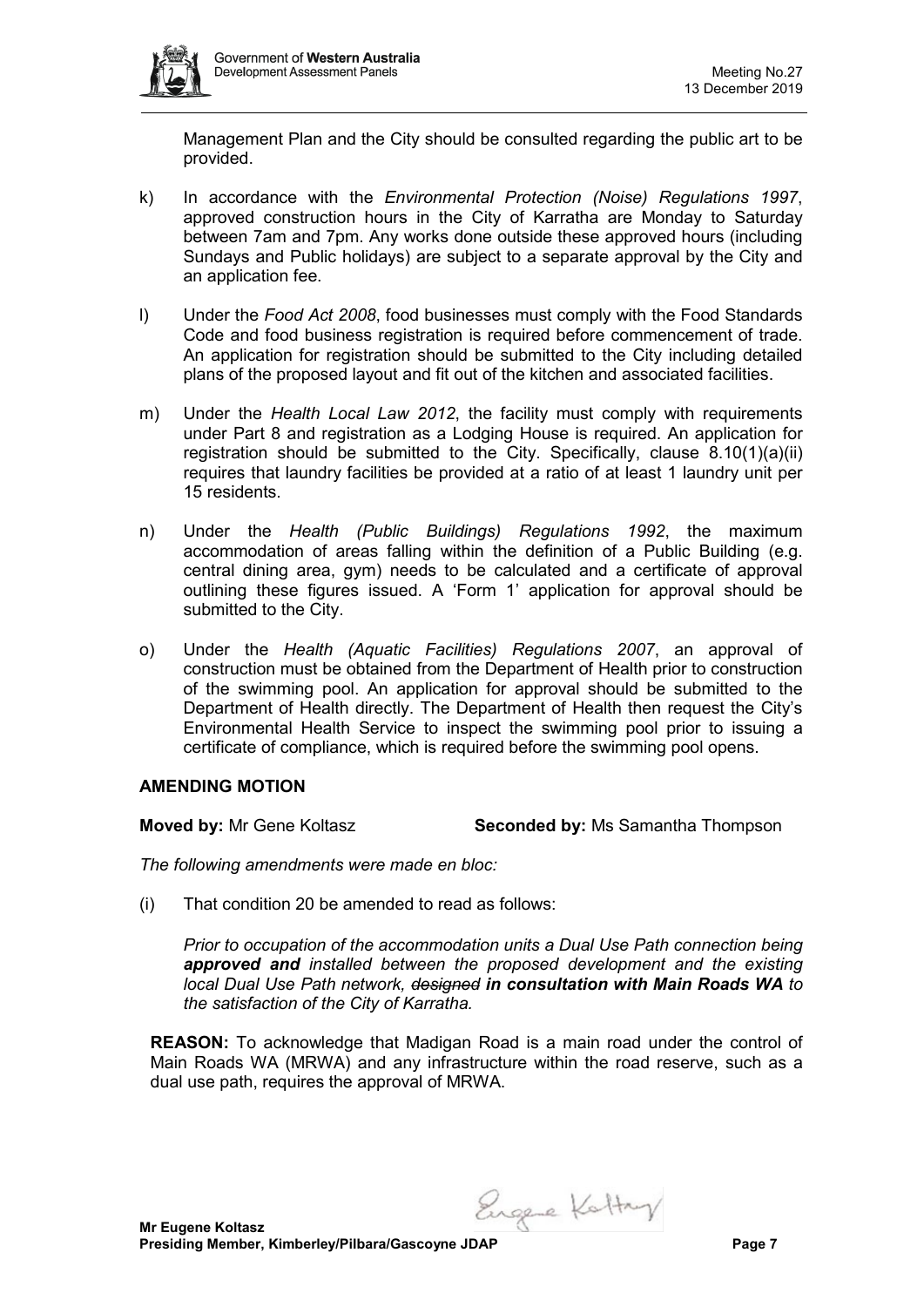Management Plan and the City should be consulted regarding the public art to be provided.

k) In accordance with the *Environmental Protection (Noise) Regulations 1997*, approved construction hours in the City of Karratha are Monday to Saturday between 7am and 7pm. Any works done outside these approved hours (including Sundays and Public holidays) are subject to a separate approval by the City and an application fee.

l) Under the *Food Act 2008*, food businesses must comply with the Food Standards Code and food business registration is required before commencement of trade. An application for registration should be submitted to the City including detailed plans of the proposed layout and fit out of the kitchen and associated facilities.

m) Under the *Health Local Law 2012*, the facility must comply with requirements under Part 8 and registration as a Lodging House is required. An application for registration should be submitted to the City. Specifically, clause 8.10(1)(a)(ii) requires that laundry facilities be provided at a ratio of at least 1 laundry unit per 15 residents.

n) Under the *Health (Public Buildings) Regulations 1992*, the maximum accommodation of areas falling within the definition of a Public Building (e.g. central dining area, gym) needs to be calculated and a certificate of approval outlining these figures issued. A 'Form 1' application for approval should be submitted to the City.

o) Under the *Health (Aquatic Facilities) Regulations 2007*, an approval of construction must be obtained from the Department of Health prior to construction of the swimming pool. An application for approval should be submitted to the Department of Health directly. The Department of Health then request the City's Environmental Health Service to inspect the swimming pool prior to issuing a certificate of compliance, which is required before the swimming pool opens.

## AMENDING MOTION

**Moved by:** Mr Gene Koltasz **Seconded by:** Ms Samantha Thompson

*The following amendments were made en bloc:*

(i) That condition 20 be amended to read as follows:

*Prior to occupation of the accommodation units a Dual Use Path connection being* ***approved and*** *installed between the proposed development and the existing local Dual Use Path network, ~~designed~~* ***in consultation with Main Roads WA*** *to the satisfaction of the City of Karratha.*

**REASON:** To acknowledge that Madigan Road is a main road under the control of Main Roads WA (MRWA) and any infrastructure within the road reserve, such as a dual use path, requires the approval of MRWA.

**Mr Eugene Koltasz**
**Presiding Member, Kimberley/Pilbara/Gascoyne JDAP**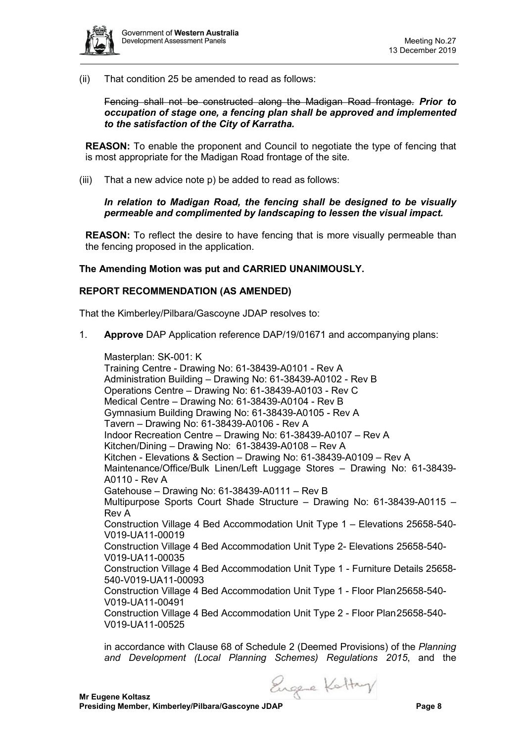(ii) That condition 25 be amended to read as follows:

~~Fencing shall not be constructed along the Madigan Road frontage.~~ ***Prior to occupation of stage one, a fencing plan shall be approved and implemented to the satisfaction of the City of Karratha.***

**REASON:** To enable the proponent and Council to negotiate the type of fencing that is most appropriate for the Madigan Road frontage of the site.

(iii) That a new advice note p) be added to read as follows:

***In relation to Madigan Road, the fencing shall be designed to be visually permeable and complimented by landscaping to lessen the visual impact.***

**REASON:** To reflect the desire to have fencing that is more visually permeable than the fencing proposed in the application.

**The Amending Motion was put and CARRIED UNANIMOUSLY.**

**REPORT RECOMMENDATION (AS AMENDED)**

That the Kimberley/Pilbara/Gascoyne JDAP resolves to:

1. **Approve** DAP Application reference DAP/19/01671 and accompanying plans:

   Masterplan: SK-001: K
   Training Centre - Drawing No: 61-38439-A0101 - Rev A
   Administration Building – Drawing No: 61-38439-A0102 - Rev B
   Operations Centre – Drawing No: 61-38439-A0103 - Rev C
   Medical Centre – Drawing No: 61-38439-A0104 - Rev B
   Gymnasium Building Drawing No: 61-38439-A0105 - Rev A
   Tavern – Drawing No: 61-38439-A0106 - Rev A
   Indoor Recreation Centre – Drawing No: 61-38439-A0107 – Rev A
   Kitchen/Dining – Drawing No: 61-38439-A0108 – Rev A
   Kitchen - Elevations & Section – Drawing No: 61-38439-A0109 – Rev A
   Maintenance/Office/Bulk Linen/Left Luggage Stores – Drawing No: 61-38439-A0110 - Rev A
   Gatehouse – Drawing No: 61-38439-A0111 – Rev B
   Multipurpose Sports Court Shade Structure – Drawing No: 61-38439-A0115 – Rev A
   Construction Village 4 Bed Accommodation Unit Type 1 – Elevations 25658-540-V019-UA11-00019
   Construction Village 4 Bed Accommodation Unit Type 2- Elevations 25658-540-V019-UA11-00035
   Construction Village 4 Bed Accommodation Unit Type 1 - Furniture Details 25658-540-V019-UA11-00093
   Construction Village 4 Bed Accommodation Unit Type 1 - Floor Plan 25658-540-V019-UA11-00491
   Construction Village 4 Bed Accommodation Unit Type 2 - Floor Plan 25658-540-V019-UA11-00525

   in accordance with Clause 68 of Schedule 2 (Deemed Provisions) of the *Planning and Development (Local Planning Schemes) Regulations 2015*, and the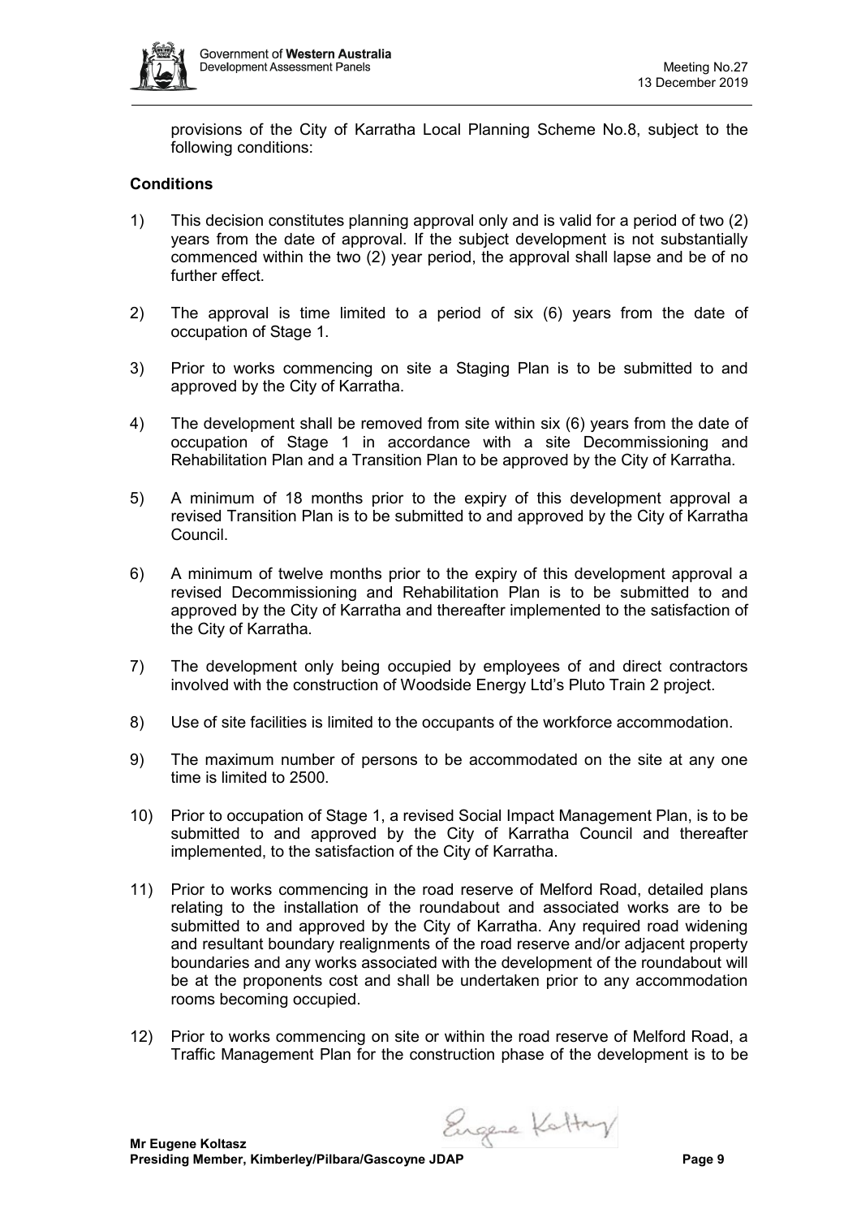provisions of the City of Karratha Local Planning Scheme No.8, subject to the following conditions:

**Conditions**

1) This decision constitutes planning approval only and is valid for a period of two (2) years from the date of approval. If the subject development is not substantially commenced within the two (2) year period, the approval shall lapse and be of no further effect.

2) The approval is time limited to a period of six (6) years from the date of occupation of Stage 1.

3) Prior to works commencing on site a Staging Plan is to be submitted to and approved by the City of Karratha.

4) The development shall be removed from site within six (6) years from the date of occupation of Stage 1 in accordance with a site Decommissioning and Rehabilitation Plan and a Transition Plan to be approved by the City of Karratha.

5) A minimum of 18 months prior to the expiry of this development approval a revised Transition Plan is to be submitted to and approved by the City of Karratha Council.

6) A minimum of twelve months prior to the expiry of this development approval a revised Decommissioning and Rehabilitation Plan is to be submitted to and approved by the City of Karratha and thereafter implemented to the satisfaction of the City of Karratha.

7) The development only being occupied by employees of and direct contractors involved with the construction of Woodside Energy Ltd's Pluto Train 2 project.

8) Use of site facilities is limited to the occupants of the workforce accommodation.

9) The maximum number of persons to be accommodated on the site at any one time is limited to 2500.

10) Prior to occupation of Stage 1, a revised Social Impact Management Plan, is to be submitted to and approved by the City of Karratha Council and thereafter implemented, to the satisfaction of the City of Karratha.

11) Prior to works commencing in the road reserve of Melford Road, detailed plans relating to the installation of the roundabout and associated works are to be submitted to and approved by the City of Karratha. Any required road widening and resultant boundary realignments of the road reserve and/or adjacent property boundaries and any works associated with the development of the roundabout will be at the proponents cost and shall be undertaken prior to any accommodation rooms becoming occupied.

12) Prior to works commencing on site or within the road reserve of Melford Road, a Traffic Management Plan for the construction phase of the development is to be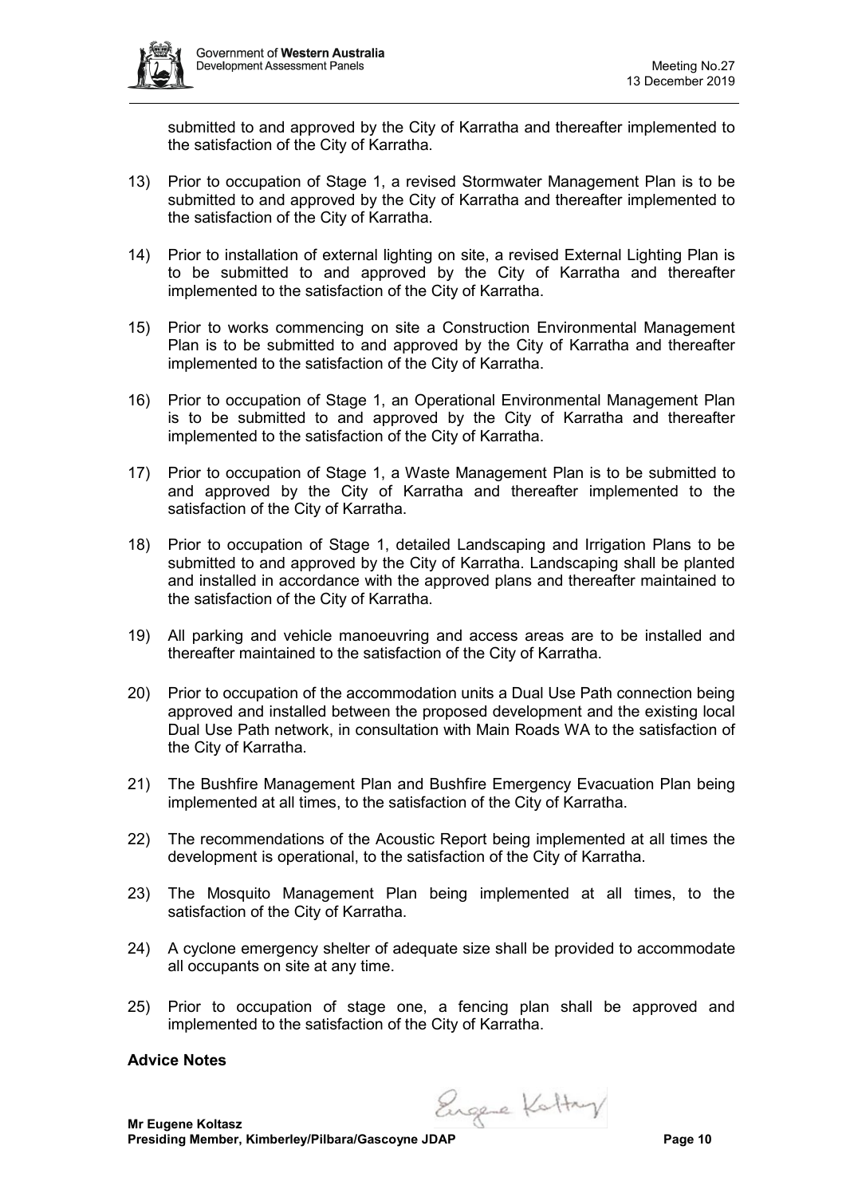submitted to and approved by the City of Karratha and thereafter implemented to the satisfaction of the City of Karratha.

13) Prior to occupation of Stage 1, a revised Stormwater Management Plan is to be submitted to and approved by the City of Karratha and thereafter implemented to the satisfaction of the City of Karratha.

14) Prior to installation of external lighting on site, a revised External Lighting Plan is to be submitted to and approved by the City of Karratha and thereafter implemented to the satisfaction of the City of Karratha.

15) Prior to works commencing on site a Construction Environmental Management Plan is to be submitted to and approved by the City of Karratha and thereafter implemented to the satisfaction of the City of Karratha.

16) Prior to occupation of Stage 1, an Operational Environmental Management Plan is to be submitted to and approved by the City of Karratha and thereafter implemented to the satisfaction of the City of Karratha.

17) Prior to occupation of Stage 1, a Waste Management Plan is to be submitted to and approved by the City of Karratha and thereafter implemented to the satisfaction of the City of Karratha.

18) Prior to occupation of Stage 1, detailed Landscaping and Irrigation Plans to be submitted to and approved by the City of Karratha. Landscaping shall be planted and installed in accordance with the approved plans and thereafter maintained to the satisfaction of the City of Karratha.

19) All parking and vehicle manoeuvring and access areas are to be installed and thereafter maintained to the satisfaction of the City of Karratha.

20) Prior to occupation of the accommodation units a Dual Use Path connection being approved and installed between the proposed development and the existing local Dual Use Path network, in consultation with Main Roads WA to the satisfaction of the City of Karratha.

21) The Bushfire Management Plan and Bushfire Emergency Evacuation Plan being implemented at all times, to the satisfaction of the City of Karratha.

22) The recommendations of the Acoustic Report being implemented at all times the development is operational, to the satisfaction of the City of Karratha.

23) The Mosquito Management Plan being implemented at all times, to the satisfaction of the City of Karratha.

24) A cyclone emergency shelter of adequate size shall be provided to accommodate all occupants on site at any time.

25) Prior to occupation of stage one, a fencing plan shall be approved and implemented to the satisfaction of the City of Karratha.

**Advice Notes**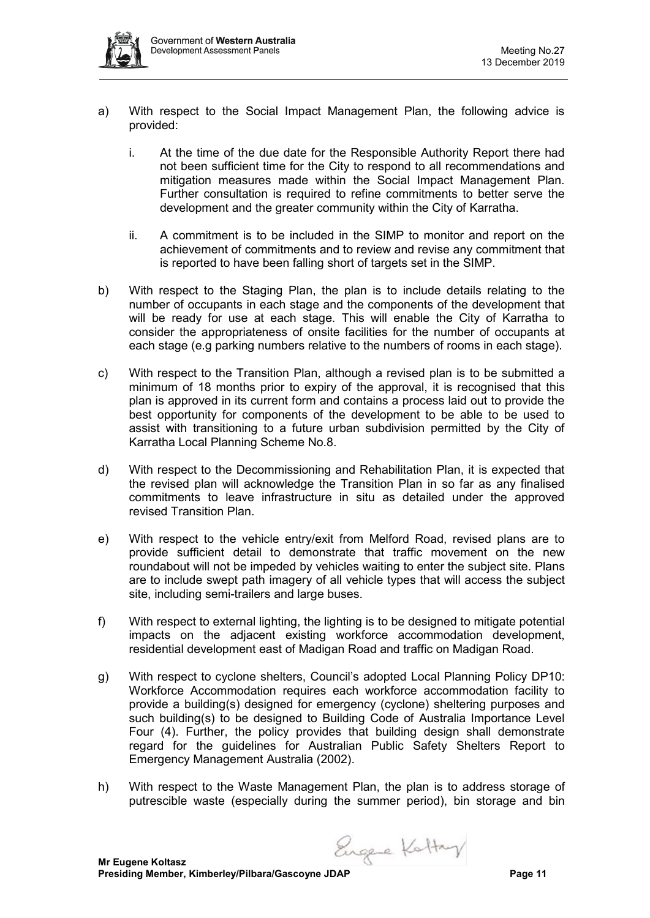a) With respect to the Social Impact Management Plan, the following advice is provided:

   i. At the time of the due date for the Responsible Authority Report there had not been sufficient time for the City to respond to all recommendations and mitigation measures made within the Social Impact Management Plan. Further consultation is required to refine commitments to better serve the development and the greater community within the City of Karratha.

   ii. A commitment is to be included in the SIMP to monitor and report on the achievement of commitments and to review and revise any commitment that is reported to have been falling short of targets set in the SIMP.

b) With respect to the Staging Plan, the plan is to include details relating to the number of occupants in each stage and the components of the development that will be ready for use at each stage. This will enable the City of Karratha to consider the appropriateness of onsite facilities for the number of occupants at each stage (e.g parking numbers relative to the numbers of rooms in each stage).

c) With respect to the Transition Plan, although a revised plan is to be submitted a minimum of 18 months prior to expiry of the approval, it is recognised that this plan is approved in its current form and contains a process laid out to provide the best opportunity for components of the development to be able to be used to assist with transitioning to a future urban subdivision permitted by the City of Karratha Local Planning Scheme No.8.

d) With respect to the Decommissioning and Rehabilitation Plan, it is expected that the revised plan will acknowledge the Transition Plan in so far as any finalised commitments to leave infrastructure in situ as detailed under the approved revised Transition Plan.

e) With respect to the vehicle entry/exit from Melford Road, revised plans are to provide sufficient detail to demonstrate that traffic movement on the new roundabout will not be impeded by vehicles waiting to enter the subject site. Plans are to include swept path imagery of all vehicle types that will access the subject site, including semi-trailers and large buses.

f) With respect to external lighting, the lighting is to be designed to mitigate potential impacts on the adjacent existing workforce accommodation development, residential development east of Madigan Road and traffic on Madigan Road.

g) With respect to cyclone shelters, Council's adopted Local Planning Policy DP10: Workforce Accommodation requires each workforce accommodation facility to provide a building(s) designed for emergency (cyclone) sheltering purposes and such building(s) to be designed to Building Code of Australia Importance Level Four (4). Further, the policy provides that building design shall demonstrate regard for the guidelines for Australian Public Safety Shelters Report to Emergency Management Australia (2002).

h) With respect to the Waste Management Plan, the plan is to address storage of putrescible waste (especially during the summer period), bin storage and bin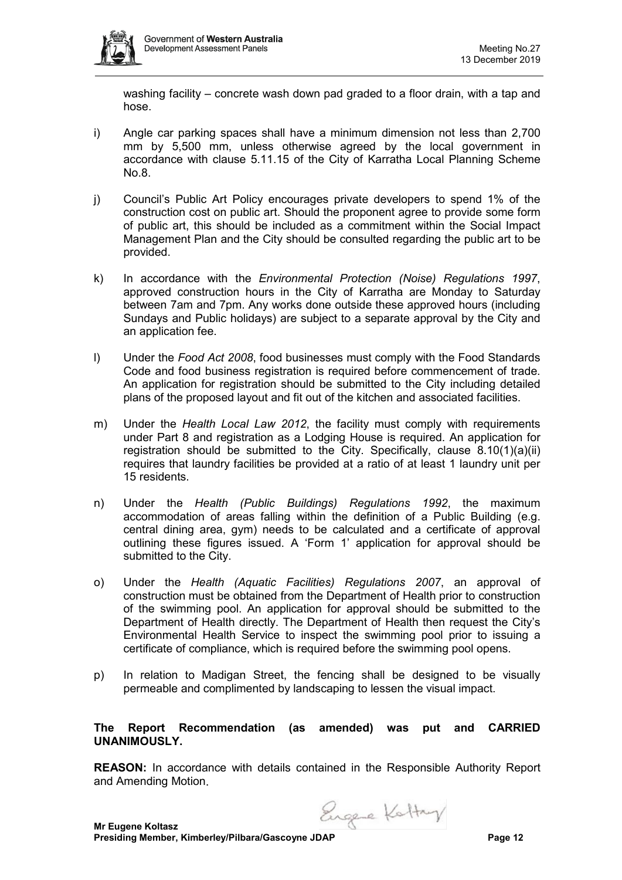washing facility – concrete wash down pad graded to a floor drain, with a tap and hose.

i) Angle car parking spaces shall have a minimum dimension not less than 2,700 mm by 5,500 mm, unless otherwise agreed by the local government in accordance with clause 5.11.15 of the City of Karratha Local Planning Scheme No.8.

j) Council's Public Art Policy encourages private developers to spend 1% of the construction cost on public art. Should the proponent agree to provide some form of public art, this should be included as a commitment within the Social Impact Management Plan and the City should be consulted regarding the public art to be provided.

k) In accordance with the *Environmental Protection (Noise) Regulations 1997*, approved construction hours in the City of Karratha are Monday to Saturday between 7am and 7pm. Any works done outside these approved hours (including Sundays and Public holidays) are subject to a separate approval by the City and an application fee.

l) Under the *Food Act 2008*, food businesses must comply with the Food Standards Code and food business registration is required before commencement of trade. An application for registration should be submitted to the City including detailed plans of the proposed layout and fit out of the kitchen and associated facilities.

m) Under the *Health Local Law 2012*, the facility must comply with requirements under Part 8 and registration as a Lodging House is required. An application for registration should be submitted to the City. Specifically, clause 8.10(1)(a)(ii) requires that laundry facilities be provided at a ratio of at least 1 laundry unit per 15 residents.

n) Under the *Health (Public Buildings) Regulations 1992*, the maximum accommodation of areas falling within the definition of a Public Building (e.g. central dining area, gym) needs to be calculated and a certificate of approval outlining these figures issued. A 'Form 1' application for approval should be submitted to the City.

o) Under the *Health (Aquatic Facilities) Regulations 2007*, an approval of construction must be obtained from the Department of Health prior to construction of the swimming pool. An application for approval should be submitted to the Department of Health directly. The Department of Health then request the City's Environmental Health Service to inspect the swimming pool prior to issuing a certificate of compliance, which is required before the swimming pool opens.

p) In relation to Madigan Street, the fencing shall be designed to be visually permeable and complimented by landscaping to lessen the visual impact.

**The Report Recommendation (as amended) was put and CARRIED UNANIMOUSLY.**

**REASON:** In accordance with details contained in the Responsible Authority Report and Amending Motion.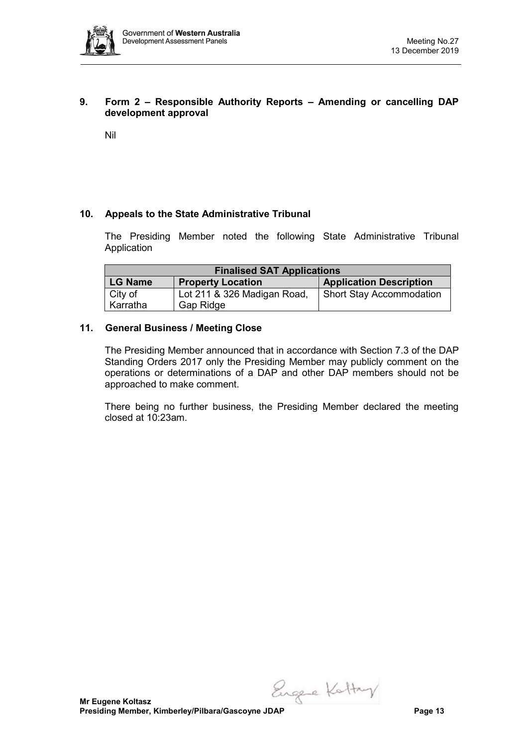## 9. Form 2 – Responsible Authority Reports – Amending or cancelling DAP development approval

Nil

## 10. Appeals to the State Administrative Tribunal

The Presiding Member noted the following State Administrative Tribunal Application

| Finalised SAT Applications | | |
|---|---|---|
| **LG Name** | **Property Location** | **Application Description** |
| City of Karratha | Lot 211 & 326 Madigan Road, Gap Ridge | Short Stay Accommodation |

## 11. General Business / Meeting Close

The Presiding Member announced that in accordance with Section 7.3 of the DAP Standing Orders 2017 only the Presiding Member may publicly comment on the operations or determinations of a DAP and other DAP members should not be approached to make comment.

There being no further business, the Presiding Member declared the meeting closed at 10:23am.

**Mr Eugene Koltasz**
**Presiding Member, Kimberley/Pilbara/Gascoyne JDAP**